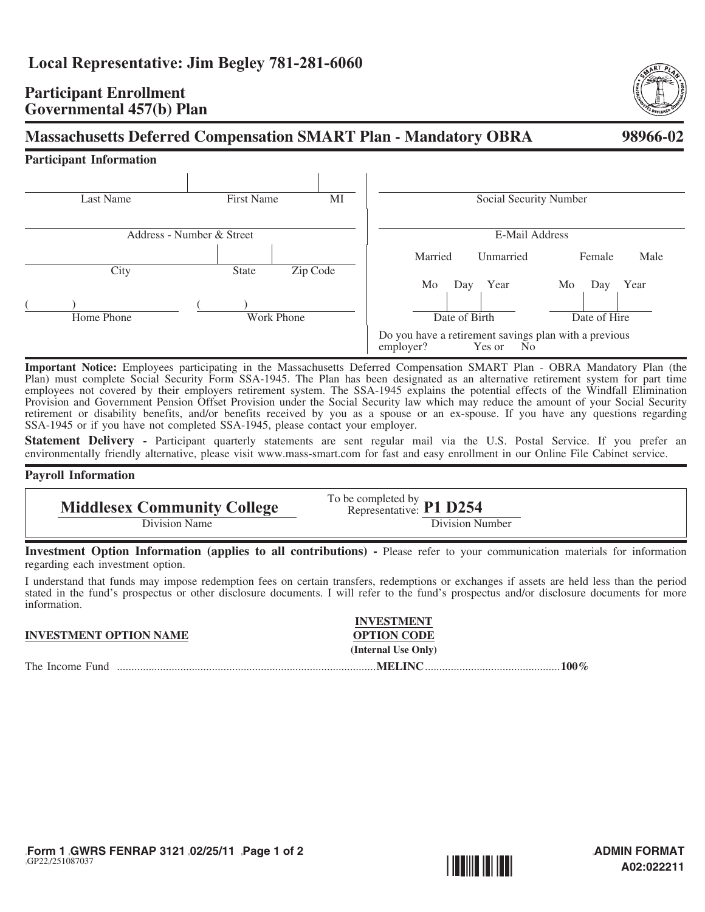**Local Representative: Jim Begley 781-281-6060**

# Participant Enrollment
# Governmental 457(b) Plan

## Massachusetts Deferred Compensation SMART Plan - Mandatory OBRA — 98966-02

### Participant Information

| Last Name | First Name | MI |
|---|---|---|
| | | |

| Address - Number & Street |
|---|
| |

| City | State | Zip Code |
|---|---|---|
| | | |

| ( ) Home Phone | ( ) Work Phone |
|---|---|
| | |

Social Security Number: ____________

E-Mail Address: ____________

Married   Unmarried   Female   Male

| | Mo | Day | Year |
|---|---|---|---|
| Date of Birth | | | |
| Date of Hire | | | |

Do you have a retirement savings plan with a previous employer?   Yes or   No

**Important Notice:** Employees participating in the Massachusetts Deferred Compensation SMART Plan - OBRA Mandatory Plan (the Plan) must complete Social Security Form SSA-1945. The Plan has been designated as an alternative retirement system for part time employees not covered by their employers retirement system. The SSA-1945 explains the potential effects of the Windfall Elimination Provision and Government Pension Offset Provision under the Social Security law which may reduce the amount of your Social Security retirement or disability benefits, and/or benefits received by you as a spouse or an ex-spouse. If you have any questions regarding SSA-1945 or if you have not completed SSA-1945, please contact your employer.

**Statement Delivery -** Participant quarterly statements are sent regular mail via the U.S. Postal Service. If you prefer an environmentally friendly alternative, please visit www.mass-smart.com for fast and easy enrollment in our Online File Cabinet service.

### Payroll Information

| Division Name | Division Number (To be completed by Representative) |
|---|---|
| **Middlesex Community College** | **P1 D254** |

**Investment Option Information (applies to all contributions) -** Please refer to your communication materials for information regarding each investment option.

I understand that funds may impose redemption fees on certain transfers, redemptions or exchanges if assets are held less than the period stated in the fund's prospectus or other disclosure documents. I will refer to the fund's prospectus and/or disclosure documents for more information.

| INVESTMENT OPTION NAME | INVESTMENT OPTION CODE (Internal Use Only) | |
|---|---|---|
| The Income Fund | **MELINC** | **100%** |

Form 1 GWRS FENRAP 3121 02/25/11
GP22/251087037

ADMIN FORMAT
A02:022211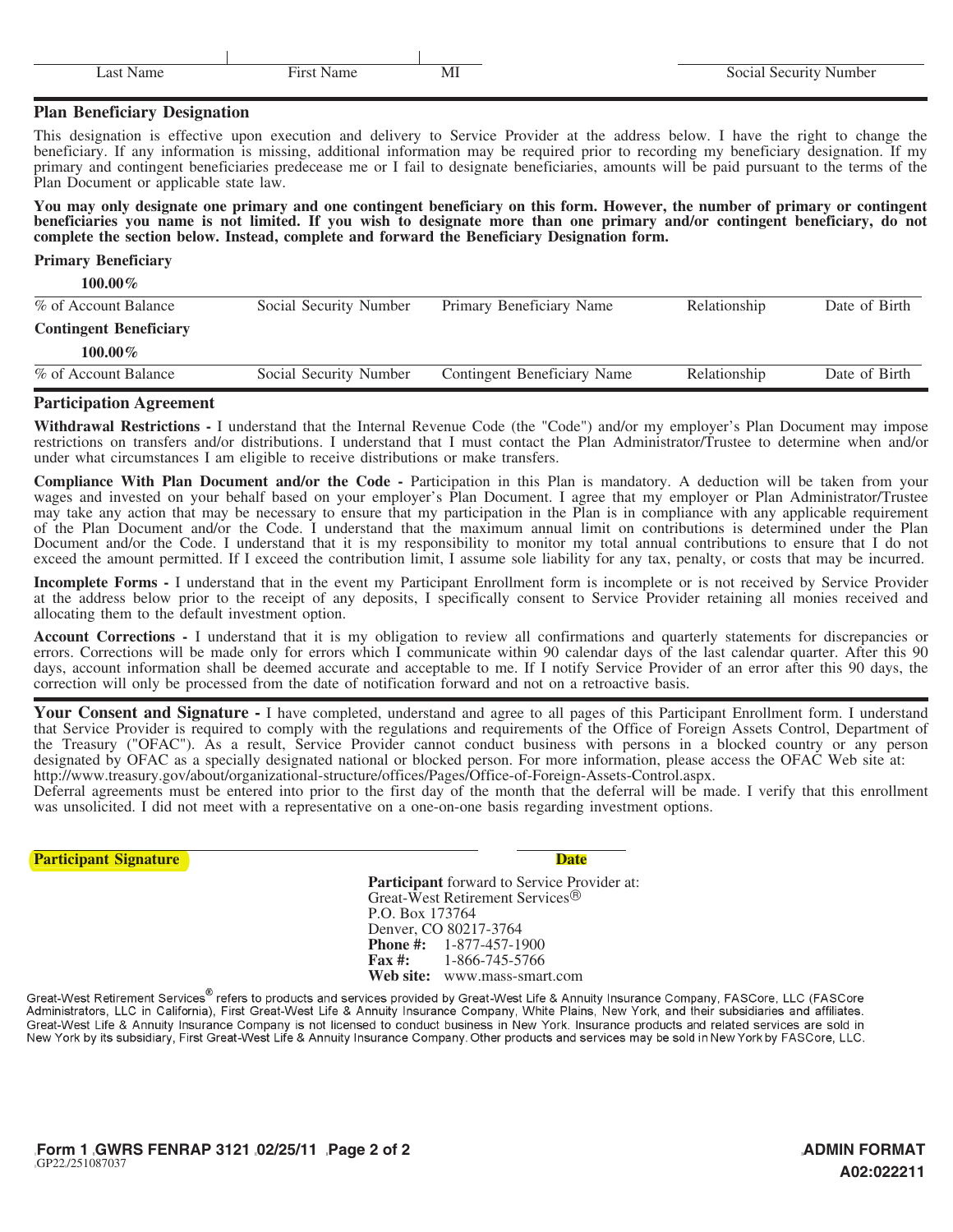| Last Name | First Name | MI | Social Security Number |
|---|---|---|---|

## Plan Beneficiary Designation

This designation is effective upon execution and delivery to Service Provider at the address below. I have the right to change the beneficiary. If any information is missing, additional information may be required prior to recording my beneficiary designation. If my primary and contingent beneficiaries predecease me or I fail to designate beneficiaries, amounts will be paid pursuant to the terms of the Plan Document or applicable state law.

**You may only designate one primary and one contingent beneficiary on this form. However, the number of primary or contingent beneficiaries you name is not limited. If you wish to designate more than one primary and/or contingent beneficiary, do not complete the section below. Instead, complete and forward the Beneficiary Designation form.**

**Primary Beneficiary**

| % of Account Balance | Social Security Number | Primary Beneficiary Name | Relationship | Date of Birth |
|---|---|---|---|---|
| **100.00%** | | | | |

**Contingent Beneficiary**

| % of Account Balance | Social Security Number | Contingent Beneficiary Name | Relationship | Date of Birth |
|---|---|---|---|---|
| **100.00%** | | | | |

## Participation Agreement

**Withdrawal Restrictions -** I understand that the Internal Revenue Code (the "Code") and/or my employer's Plan Document may impose restrictions on transfers and/or distributions. I understand that I must contact the Plan Administrator/Trustee to determine when and/or under what circumstances I am eligible to receive distributions or make transfers.

**Compliance With Plan Document and/or the Code -** Participation in this Plan is mandatory. A deduction will be taken from your wages and invested on your behalf based on your employer's Plan Document. I agree that my employer or Plan Administrator/Trustee may take any action that may be necessary to ensure that my participation in the Plan is in compliance with any applicable requirement of the Plan Document and/or the Code. I understand that the maximum annual limit on contributions is determined under the Plan Document and/or the Code. I understand that it is my responsibility to monitor my total annual contributions to ensure that I do not exceed the amount permitted. If I exceed the contribution limit, I assume sole liability for any tax, penalty, or costs that may be incurred.

**Incomplete Forms -** I understand that in the event my Participant Enrollment form is incomplete or is not received by Service Provider at the address below prior to the receipt of any deposits, I specifically consent to Service Provider retaining all monies received and allocating them to the default investment option.

**Account Corrections -** I understand that it is my obligation to review all confirmations and quarterly statements for discrepancies or errors. Corrections will be made only for errors which I communicate within 90 calendar days of the last calendar quarter. After this 90 days, account information shall be deemed accurate and acceptable to me. If I notify Service Provider of an error after this 90 days, the correction will only be processed from the date of notification forward and not on a retroactive basis.

**Your Consent and Signature -** I have completed, understand and agree to all pages of this Participant Enrollment form. I understand that Service Provider is required to comply with the regulations and requirements of the Office of Foreign Assets Control, Department of the Treasury ("OFAC"). As a result, Service Provider cannot conduct business with persons in a blocked country or any person designated by OFAC as a specially designated national or blocked person. For more information, please access the OFAC Web site at: http://www.treasury.gov/about/organizational-structure/offices/Pages/Office-of-Foreign-Assets-Control.aspx.

Deferral agreements must be entered into prior to the first day of the month that the deferral will be made. I verify that this enrollment was unsolicited. I did not meet with a representative on a one-on-one basis regarding investment options.

**Participant Signature** ______________________ **Date** __________

**Participant** forward to Service Provider at:
Great-West Retirement Services®
P.O. Box 173764
Denver, CO 80217-3764
**Phone #:** 1-877-457-1900
**Fax #:** 1-866-745-5766
**Web site:** www.mass-smart.com

Great-West Retirement Services® refers to products and services provided by Great-West Life & Annuity Insurance Company, FASCore, LLC (FASCore Administrators, LLC in California), First Great-West Life & Annuity Insurance Company, White Plains, New York, and their subsidiaries and affiliates. Great-West Life & Annuity Insurance Company is not licensed to conduct business in New York. Insurance products and related services are sold in New York by its subsidiary, First Great-West Life & Annuity Insurance Company. Other products and services may be sold in New York by FASCore, LLC.

**Form 1 GWRS FENRAP 3121 02/25/11**
GP22/251087037

**ADMIN FORMAT**
**A02:022211**